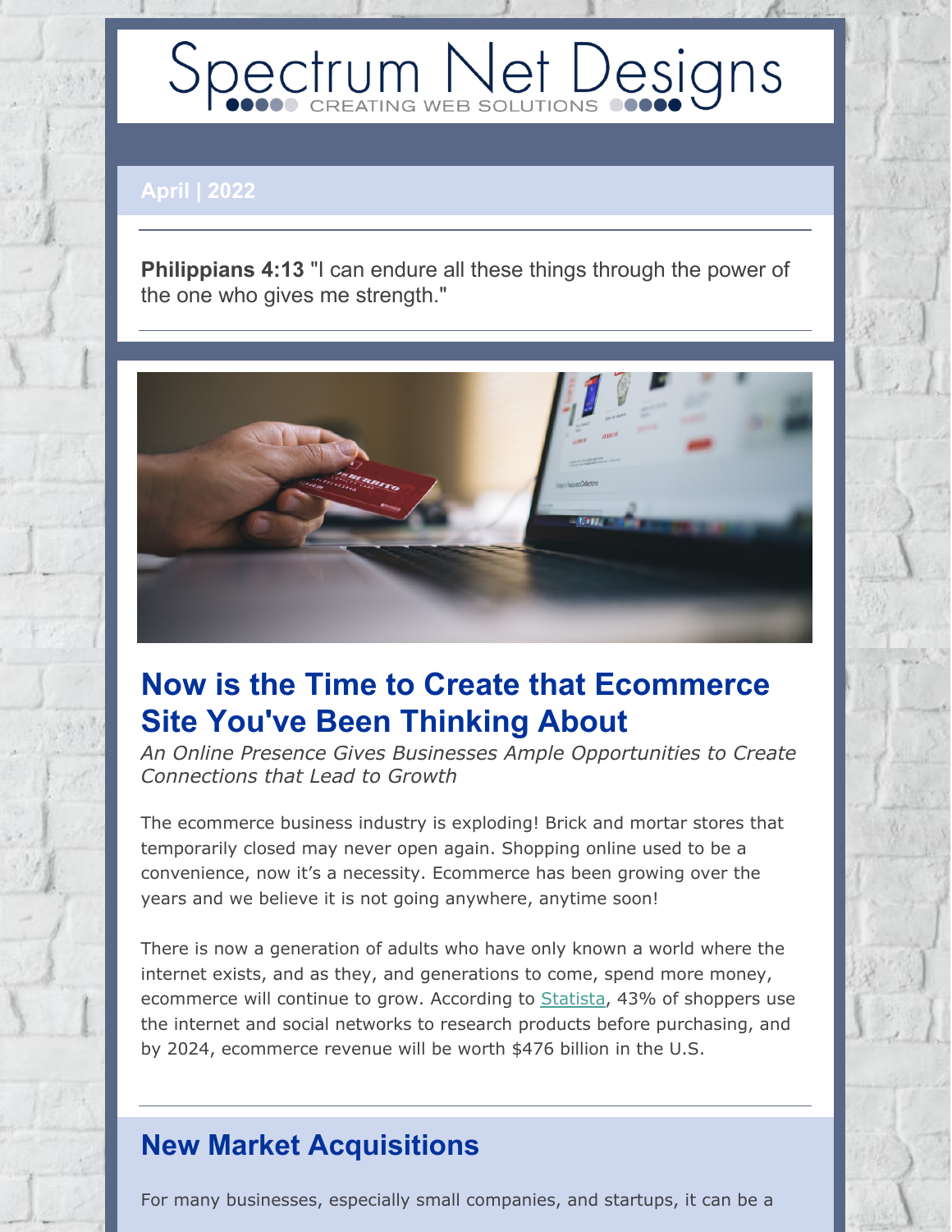# Spectrum Net Designs

CREATING WEB SOLUTIONS

**April | 2022**

**Philippians 4:13** "I can endure all these things through the power of the one who gives me strength."

## Now is the Time to Create that Ecommerce Site You've Been Thinking About

*An Online Presence Gives Businesses Ample Opportunities to Create Connections that Lead to Growth*

The ecommerce business industry is exploding! Brick and mortar stores that temporarily closed may never open again. Shopping online used to be a convenience, now it's a necessity. Ecommerce has been growing over the years and we believe it is not going anywhere, anytime soon!

There is now a generation of adults who have only known a world where the internet exists, and as they, and generations to come, spend more money, ecommerce will continue to grow. According to Statista, 43% of shoppers use the internet and social networks to research products before purchasing, and by 2024, ecommerce revenue will be worth $476 billion in the U.S.

## New Market Acquisitions

For many businesses, especially small companies, and startups, it can be a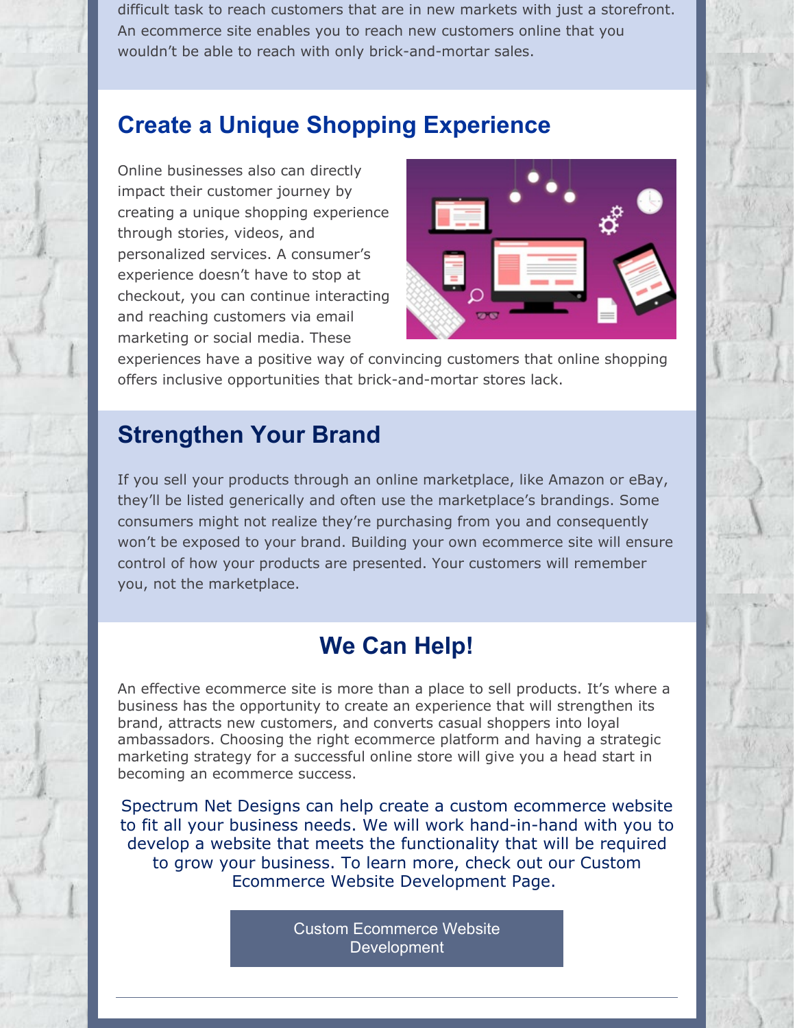difficult task to reach customers that are in new markets with just a storefront. An ecommerce site enables you to reach new customers online that you wouldn't be able to reach with only brick-and-mortar sales.

## Create a Unique Shopping Experience

Online businesses also can directly impact their customer journey by creating a unique shopping experience through stories, videos, and personalized services. A consumer's experience doesn't have to stop at checkout, you can continue interacting and reaching customers via email marketing or social media. These experiences have a positive way of convincing customers that online shopping offers inclusive opportunities that brick-and-mortar stores lack.

## Strengthen Your Brand

If you sell your products through an online marketplace, like Amazon or eBay, they'll be listed generically and often use the marketplace's brandings. Some consumers might not realize they're purchasing from you and consequently won't be exposed to your brand. Building your own ecommerce site will ensure control of how your products are presented. Your customers will remember you, not the marketplace.

## We Can Help!

An effective ecommerce site is more than a place to sell products. It's where a business has the opportunity to create an experience that will strengthen its brand, attracts new customers, and converts casual shoppers into loyal ambassadors. Choosing the right ecommerce platform and having a strategic marketing strategy for a successful online store will give you a head start in becoming an ecommerce success.

Spectrum Net Designs can help create a custom ecommerce website to fit all your business needs. We will work hand-in-hand with you to develop a website that meets the functionality that will be required to grow your business. To learn more, check out our Custom Ecommerce Website Development Page.

Custom Ecommerce Website Development

---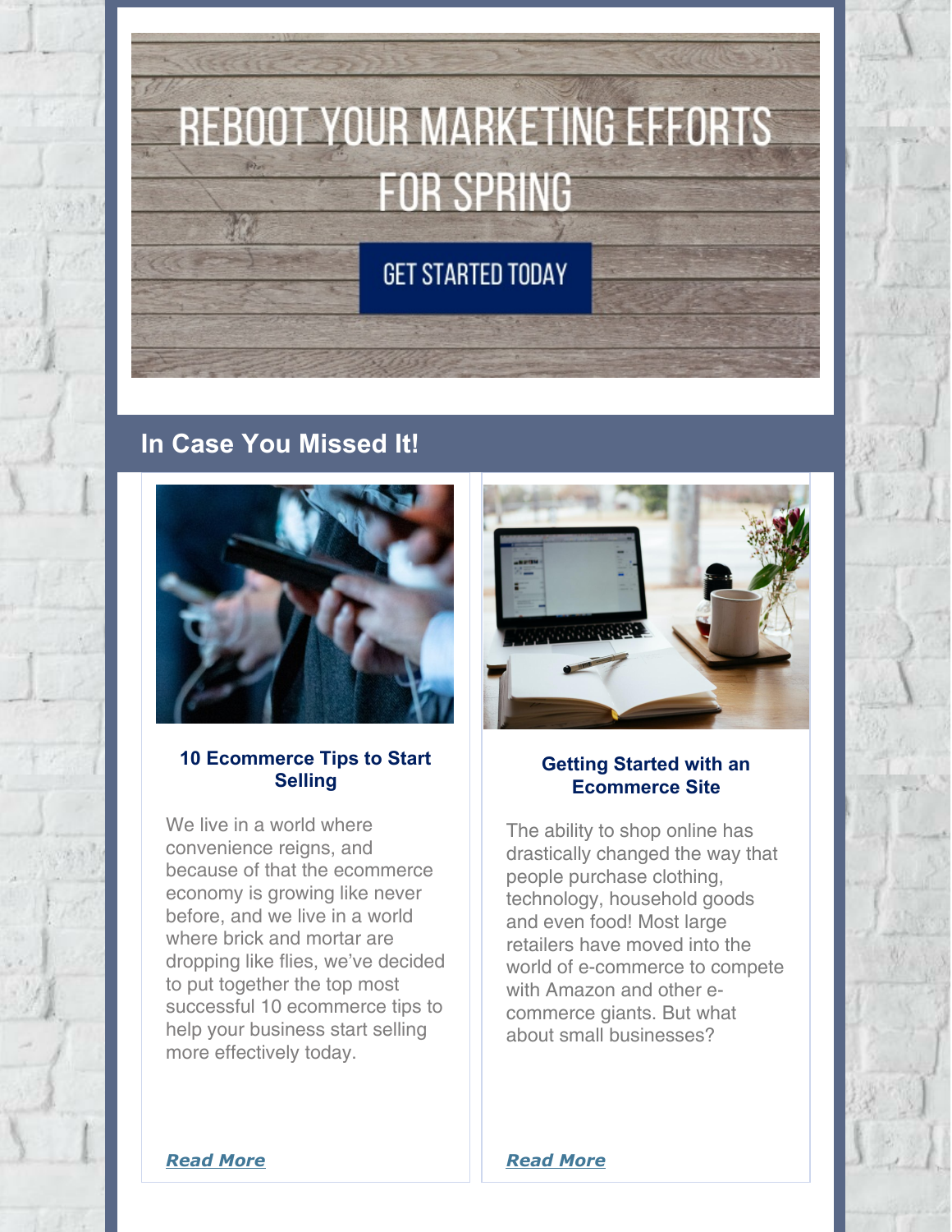REBOOT YOUR MARKETING EFFORTS FOR SPRING

GET STARTED TODAY

## In Case You Missed It!

### 10 Ecommerce Tips to Start Selling

We live in a world where convenience reigns, and because of that the ecommerce economy is growing like never before, and we live in a world where brick and mortar are dropping like flies, we've decided to put together the top most successful 10 ecommerce tips to help your business start selling more effectively today.

***Read More***

### Getting Started with an Ecommerce Site

The ability to shop online has drastically changed the way that people purchase clothing, technology, household goods and even food! Most large retailers have moved into the world of e-commerce to compete with Amazon and other e-commerce giants. But what about small businesses?

***Read More***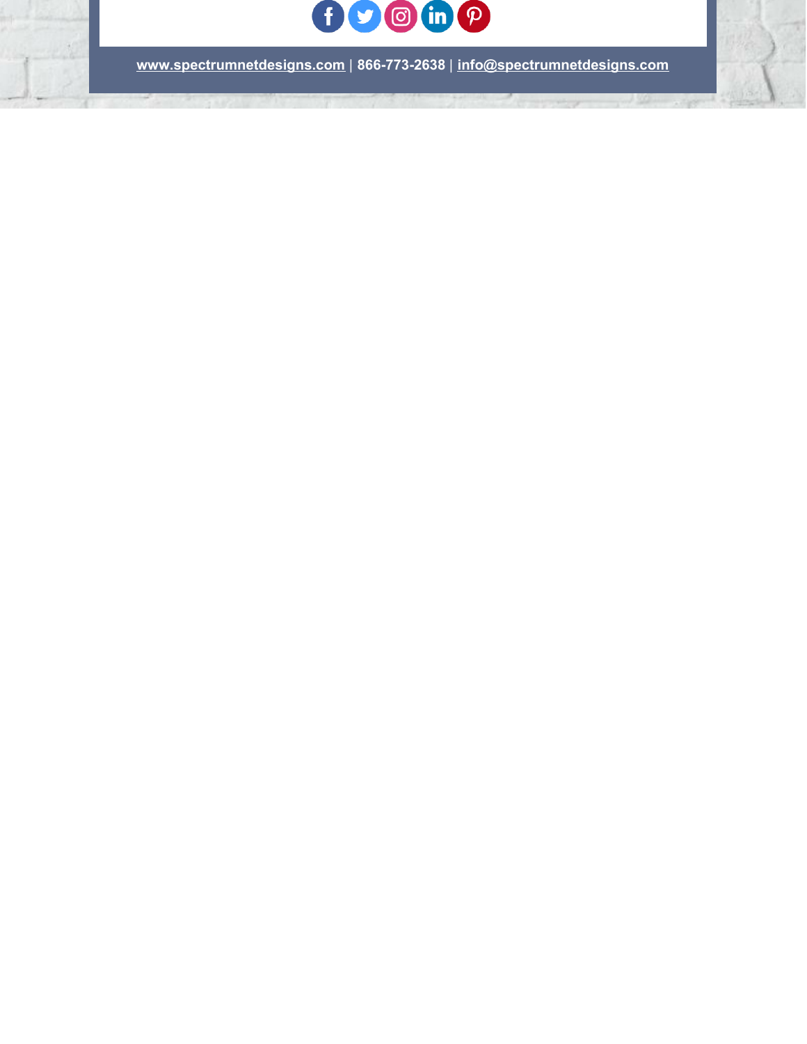www.spectrumnetdesigns.com | 866-773-2638 | info@spectrumnetdesigns.com